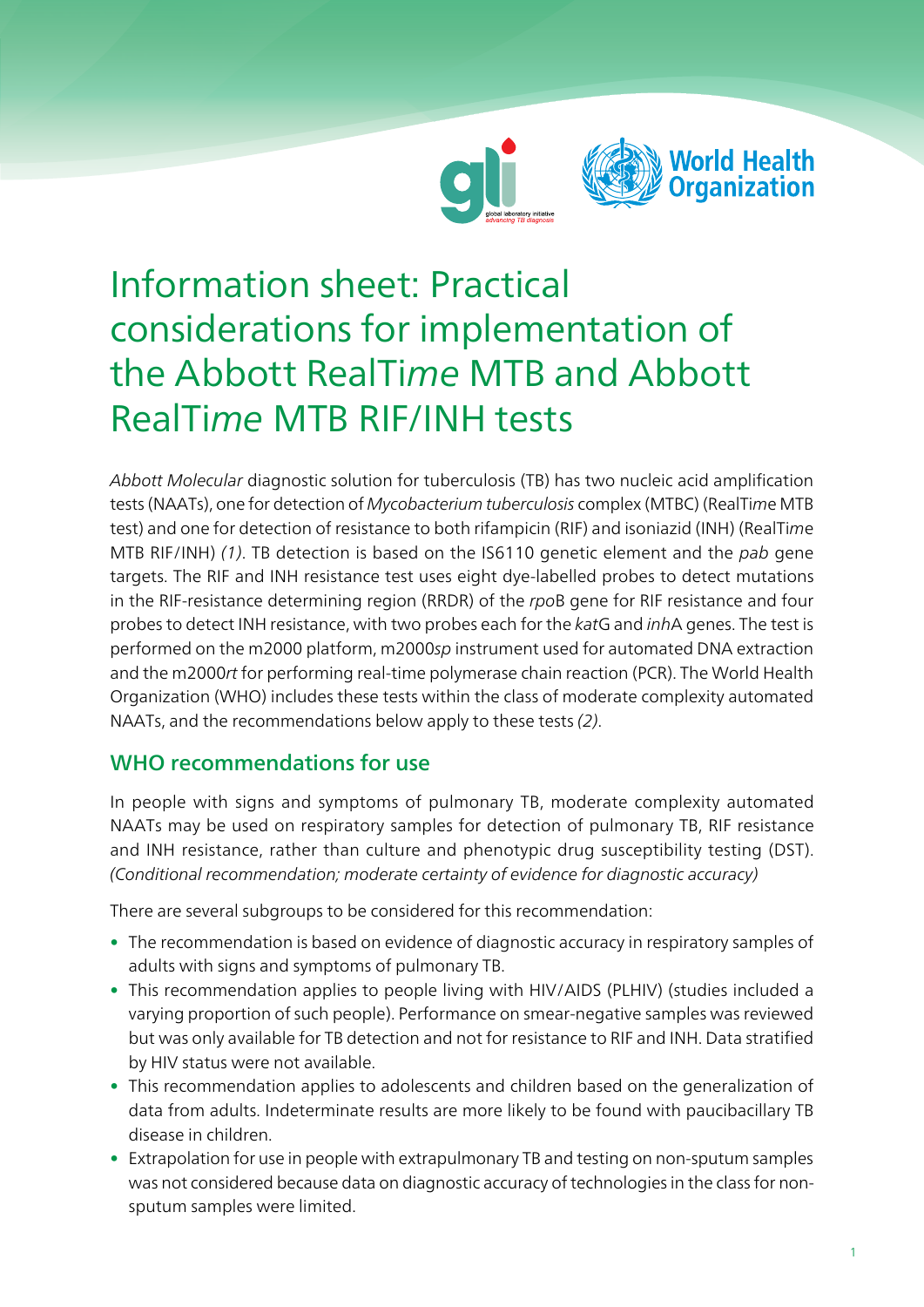# Information sheet: Practical considerations for implementation of the Abbott RealTi*me* MTB and Abbott RealTi*me* MTB RIF/INH tests

*Abbott Molecular* diagnostic solution for tuberculosis (TB) has two nucleic acid amplification tests (NAATs), one for detection of *Mycobacterium tuberculosis* complex (MTBC) (RealTi*me* MTB test) and one for detection of resistance to both rifampicin (RIF) and isoniazid (INH) (RealTi*me* MTB RIF/INH) *(1)*. TB detection is based on the IS6110 genetic element and the *pab* gene targets. The RIF and INH resistance test uses eight dye-labelled probes to detect mutations in the RIF-resistance determining region (RRDR) of the *rpo*B gene for RIF resistance and four probes to detect INH resistance, with two probes each for the *kat*G and *inh*A genes. The test is performed on the m2000 platform, m2000*sp* instrument used for automated DNA extraction and the m2000*rt* for performing real-time polymerase chain reaction (PCR). The World Health Organization (WHO) includes these tests within the class of moderate complexity automated NAATs, and the recommendations below apply to these tests *(2)*.

## WHO recommendations for use

In people with signs and symptoms of pulmonary TB, moderate complexity automated NAATs may be used on respiratory samples for detection of pulmonary TB, RIF resistance and INH resistance, rather than culture and phenotypic drug susceptibility testing (DST). *(Conditional recommendation; moderate certainty of evidence for diagnostic accuracy)*

There are several subgroups to be considered for this recommendation:

- The recommendation is based on evidence of diagnostic accuracy in respiratory samples of adults with signs and symptoms of pulmonary TB.
- This recommendation applies to people living with HIV/AIDS (PLHIV) (studies included a varying proportion of such people). Performance on smear-negative samples was reviewed but was only available for TB detection and not for resistance to RIF and INH. Data stratified by HIV status were not available.
- This recommendation applies to adolescents and children based on the generalization of data from adults. Indeterminate results are more likely to be found with paucibacillary TB disease in children.
- Extrapolation for use in people with extrapulmonary TB and testing on non-sputum samples was not considered because data on diagnostic accuracy of technologies in the class for non-sputum samples were limited.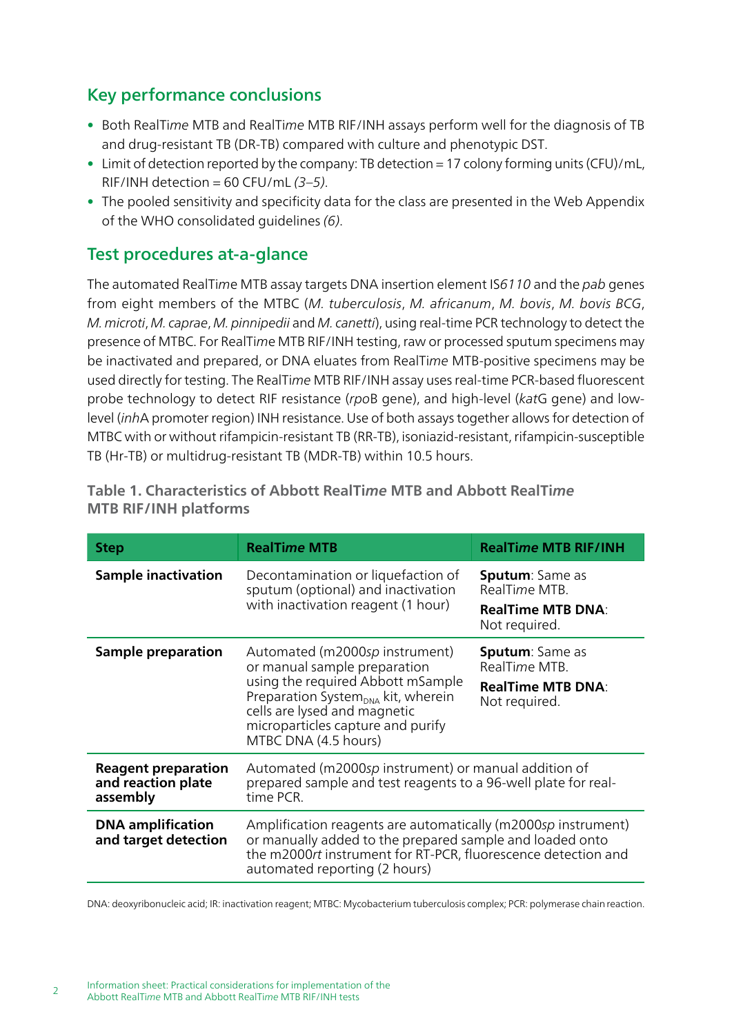## Key performance conclusions

- Both RealTi*me* MTB and RealTi*me* MTB RIF/INH assays perform well for the diagnosis of TB and drug-resistant TB (DR-TB) compared with culture and phenotypic DST.
- Limit of detection reported by the company: TB detection = 17 colony forming units (CFU)/mL, RIF/INH detection = 60 CFU/mL *(3–5)*.
- The pooled sensitivity and specificity data for the class are presented in the Web Appendix of the WHO consolidated guidelines *(6)*.

## Test procedures at-a-glance

The automated RealTi*me* MTB assay targets DNA insertion element IS*6110* and the *pab* genes from eight members of the MTBC (*M. tuberculosis*, *M. africanum*, *M. bovis*, *M. bovis BCG*, *M. microti*, *M. caprae*, *M. pinnipedii* and *M. canetti*), using real-time PCR technology to detect the presence of MTBC. For RealTi*me* MTB RIF/INH testing, raw or processed sputum specimens may be inactivated and prepared, or DNA eluates from RealTi*me* MTB-positive specimens may be used directly for testing. The RealTi*me* MTB RIF/INH assay uses real-time PCR-based fluorescent probe technology to detect RIF resistance (*rpo*B gene), and high-level (*kat*G gene) and low-level (*inh*A promoter region) INH resistance. Use of both assays together allows for detection of MTBC with or without rifampicin-resistant TB (RR-TB), isoniazid-resistant, rifampicin-susceptible TB (Hr-TB) or multidrug-resistant TB (MDR-TB) within 10.5 hours.

**Table 1. Characteristics of Abbott RealTi*me* MTB and Abbott RealTi*me* MTB RIF/INH platforms**

| Step | RealTi*me* MTB | RealTi*me* MTB RIF/INH |
|---|---|---|
| **Sample inactivation** | Decontamination or liquefaction of sputum (optional) and inactivation with inactivation reagent (1 hour) | **Sputum**: Same as RealTi*me* MTB. **RealTime MTB DNA**: Not required. |
| **Sample preparation** | Automated (m2000*sp* instrument) or manual sample preparation using the required Abbott mSample Preparation System$_{DNA}$ kit, wherein cells are lysed and magnetic microparticles capture and purify MTBC DNA (4.5 hours) | **Sputum**: Same as RealTi*me* MTB. **RealTime MTB DNA**: Not required. |
| **Reagent preparation and reaction plate assembly** | Automated (m2000*sp* instrument) or manual addition of prepared sample and test reagents to a 96-well plate for real-time PCR. | |
| **DNA amplification and target detection** | Amplification reagents are automatically (m2000*sp* instrument) or manually added to the prepared sample and loaded onto the m2000*rt* instrument for RT-PCR, fluorescence detection and automated reporting (2 hours) | |

DNA: deoxyribonucleic acid; IR: inactivation reagent; MTBC: Mycobacterium tuberculosis complex; PCR: polymerase chain reaction.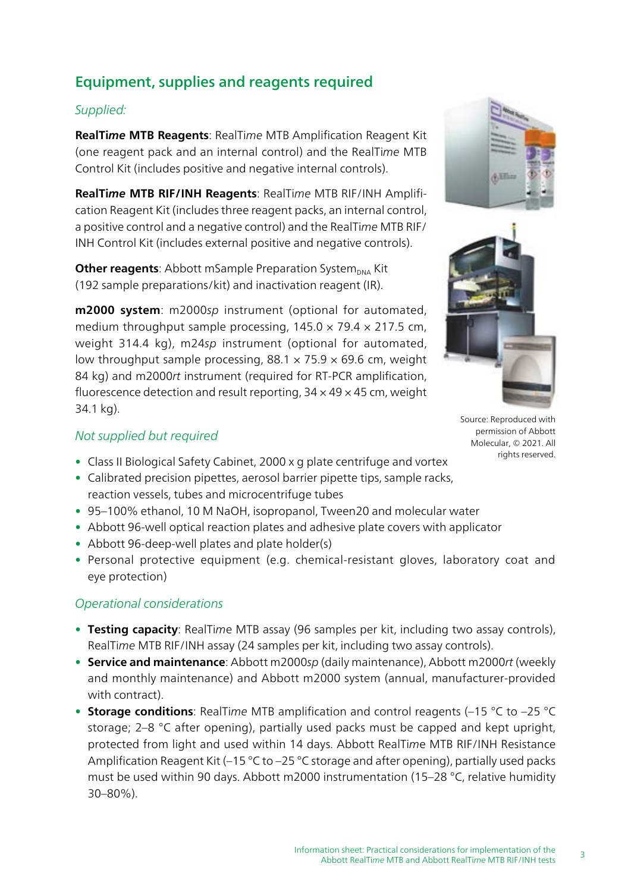## Equipment, supplies and reagents required

*Supplied:*

**RealTi*me* MTB Reagents**: RealTi*me* MTB Amplification Reagent Kit (one reagent pack and an internal control) and the RealTi*me* MTB Control Kit (includes positive and negative internal controls).

**RealTi*me* MTB RIF/INH Reagents**: RealTi*me* MTB RIF/INH Amplification Reagent Kit (includes three reagent packs, an internal control, a positive control and a negative control) and the RealTi*me* MTB RIF/INH Control Kit (includes external positive and negative controls).

**Other reagents**: Abbott mSample Preparation System$_{DNA}$ Kit (192 sample preparations/kit) and inactivation reagent (IR).

**m2000 system**: m2000*sp* instrument (optional for automated, medium throughput sample processing, 145.0 × 79.4 × 217.5 cm, weight 314.4 kg), m24*sp* instrument (optional for automated, low throughput sample processing, 88.1 × 75.9 × 69.6 cm, weight 84 kg) and m2000*rt* instrument (required for RT-PCR amplification, fluorescence detection and result reporting, 34 × 49 × 45 cm, weight 34.1 kg).

Source: Reproduced with permission of Abbott Molecular, © 2021. All rights reserved.

*Not supplied but required*

- Class II Biological Safety Cabinet, 2000 x g plate centrifuge and vortex
- Calibrated precision pipettes, aerosol barrier pipette tips, sample racks, reaction vessels, tubes and microcentrifuge tubes
- 95–100% ethanol, 10 M NaOH, isopropanol, Tween20 and molecular water
- Abbott 96-well optical reaction plates and adhesive plate covers with applicator
- Abbott 96-deep-well plates and plate holder(s)
- Personal protective equipment (e.g. chemical-resistant gloves, laboratory coat and eye protection)

*Operational considerations*

- **Testing capacity**: RealTi*me* MTB assay (96 samples per kit, including two assay controls), RealTi*me* MTB RIF/INH assay (24 samples per kit, including two assay controls).
- **Service and maintenance**: Abbott m2000*sp* (daily maintenance), Abbott m2000*rt* (weekly and monthly maintenance) and Abbott m2000 system (annual, manufacturer-provided with contract).
- **Storage conditions**: RealTi*me* MTB amplification and control reagents (–15 °C to –25 °C storage; 2–8 °C after opening), partially used packs must be capped and kept upright, protected from light and used within 14 days. Abbott RealTi*me* MTB RIF/INH Resistance Amplification Reagent Kit (–15 °C to –25 °C storage and after opening), partially used packs must be used within 90 days. Abbott m2000 instrumentation (15–28 °C, relative humidity 30–80%).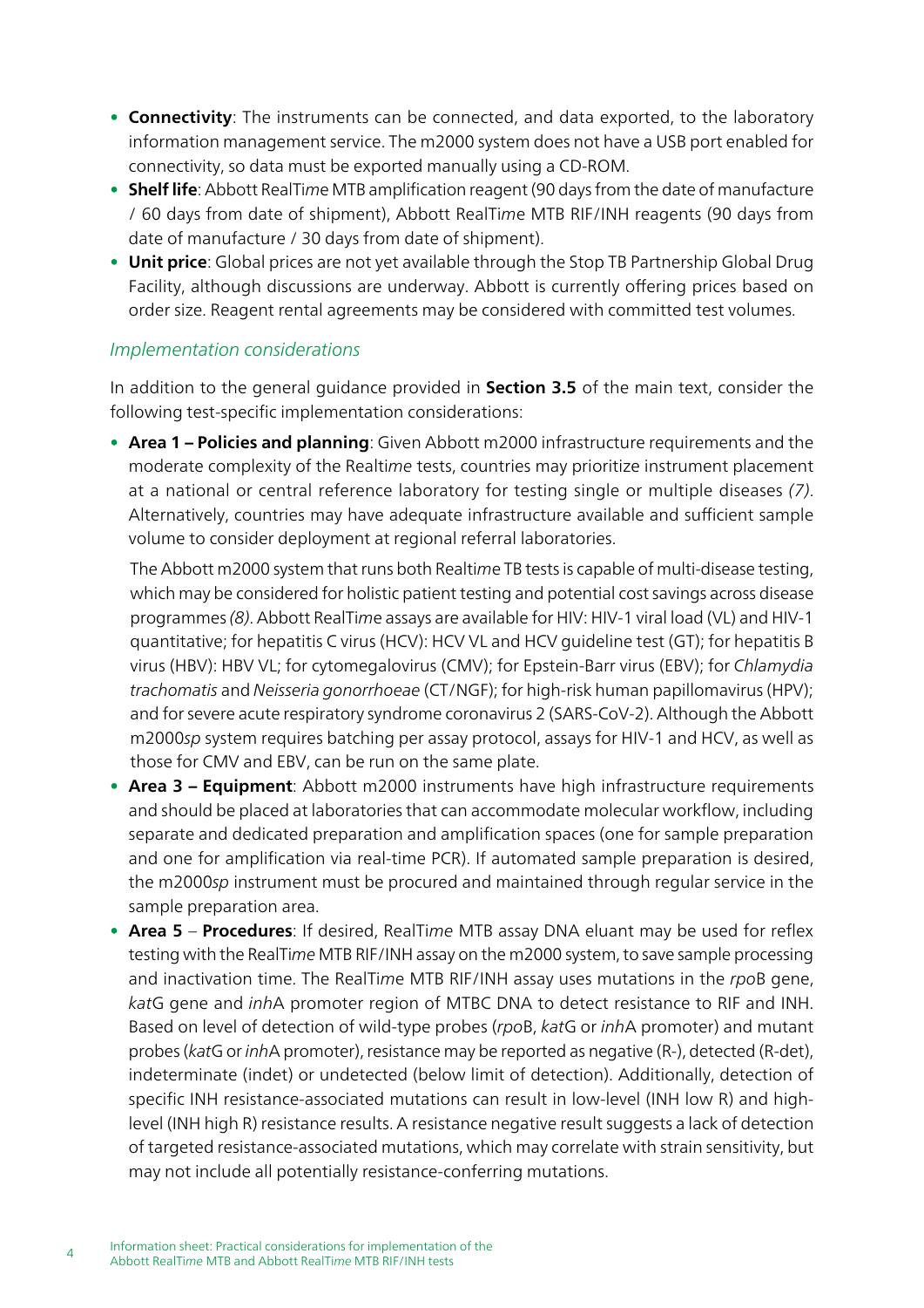- **Connectivity**: The instruments can be connected, and data exported, to the laboratory information management service. The m2000 system does not have a USB port enabled for connectivity, so data must be exported manually using a CD-ROM.
- **Shelf life**: Abbott RealT*ime* MTB amplification reagent (90 days from the date of manufacture / 60 days from date of shipment), Abbott RealT*ime* MTB RIF/INH reagents (90 days from date of manufacture / 30 days from date of shipment).
- **Unit price**: Global prices are not yet available through the Stop TB Partnership Global Drug Facility, although discussions are underway. Abbott is currently offering prices based on order size. Reagent rental agreements may be considered with committed test volumes.

*Implementation considerations*

In addition to the general guidance provided in **Section 3.5** of the main text, consider the following test-specific implementation considerations:

- **Area 1 – Policies and planning**: Given Abbott m2000 infrastructure requirements and the moderate complexity of the Realt*ime* tests, countries may prioritize instrument placement at a national or central reference laboratory for testing single or multiple diseases *(7)*. Alternatively, countries may have adequate infrastructure available and sufficient sample volume to consider deployment at regional referral laboratories.

  The Abbott m2000 system that runs both Realt*ime* TB tests is capable of multi-disease testing, which may be considered for holistic patient testing and potential cost savings across disease programmes *(8)*. Abbott RealT*ime* assays are available for HIV: HIV-1 viral load (VL) and HIV-1 quantitative; for hepatitis C virus (HCV): HCV VL and HCV guideline test (GT); for hepatitis B virus (HBV): HBV VL; for cytomegalovirus (CMV); for Epstein-Barr virus (EBV); for *Chlamydia trachomatis* and *Neisseria gonorrhoeae* (CT/NGF); for high-risk human papillomavirus (HPV); and for severe acute respiratory syndrome coronavirus 2 (SARS-CoV-2). Although the Abbott m2000*sp* system requires batching per assay protocol, assays for HIV-1 and HCV, as well as those for CMV and EBV, can be run on the same plate.
- **Area 3 – Equipment**: Abbott m2000 instruments have high infrastructure requirements and should be placed at laboratories that can accommodate molecular workflow, including separate and dedicated preparation and amplification spaces (one for sample preparation and one for amplification via real-time PCR). If automated sample preparation is desired, the m2000*sp* instrument must be procured and maintained through regular service in the sample preparation area.
- **Area 5** – **Procedures**: If desired, RealT*ime* MTB assay DNA eluant may be used for reflex testing with the RealT*ime* MTB RIF/INH assay on the m2000 system, to save sample processing and inactivation time. The RealT*ime* MTB RIF/INH assay uses mutations in the *rpo*B gene, *kat*G gene and *inh*A promoter region of MTBC DNA to detect resistance to RIF and INH. Based on level of detection of wild-type probes (*rpo*B, *kat*G or *inh*A promoter) and mutant probes (*kat*G or *inh*A promoter), resistance may be reported as negative (R-), detected (R-det), indeterminate (indet) or undetected (below limit of detection). Additionally, detection of specific INH resistance-associated mutations can result in low-level (INH low R) and high-level (INH high R) resistance results. A resistance negative result suggests a lack of detection of targeted resistance-associated mutations, which may correlate with strain sensitivity, but may not include all potentially resistance-conferring mutations.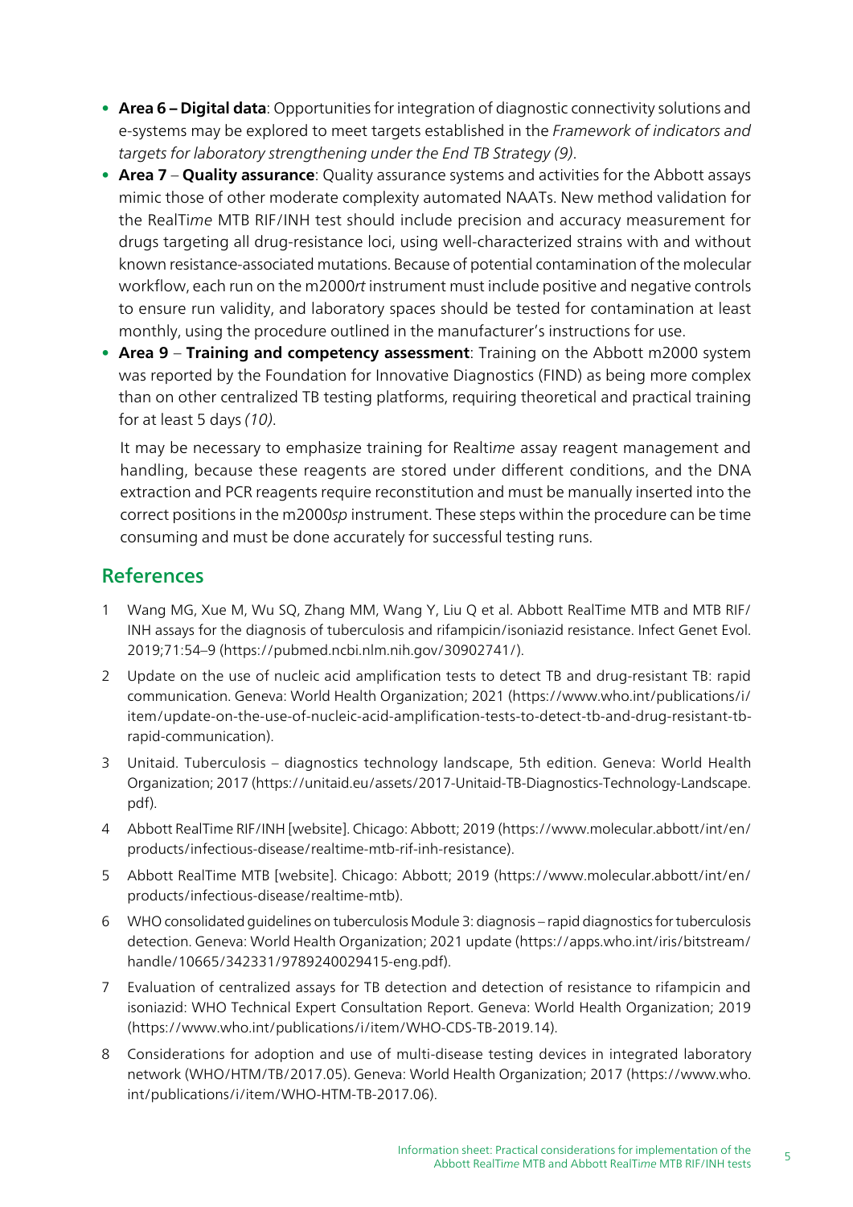- **Area 6 – Digital data**: Opportunities for integration of diagnostic connectivity solutions and e-systems may be explored to meet targets established in the *Framework of indicators and targets for laboratory strengthening under the End TB Strategy (9)*.
- **Area 7** – **Quality assurance**: Quality assurance systems and activities for the Abbott assays mimic those of other moderate complexity automated NAATs. New method validation for the RealTi*me* MTB RIF/INH test should include precision and accuracy measurement for drugs targeting all drug-resistance loci, using well-characterized strains with and without known resistance-associated mutations. Because of potential contamination of the molecular workflow, each run on the m2000*rt* instrument must include positive and negative controls to ensure run validity, and laboratory spaces should be tested for contamination at least monthly, using the procedure outlined in the manufacturer's instructions for use.
- **Area 9** – **Training and competency assessment**: Training on the Abbott m2000 system was reported by the Foundation for Innovative Diagnostics (FIND) as being more complex than on other centralized TB testing platforms, requiring theoretical and practical training for at least 5 days *(10)*.

  It may be necessary to emphasize training for Realti*me* assay reagent management and handling, because these reagents are stored under different conditions, and the DNA extraction and PCR reagents require reconstitution and must be manually inserted into the correct positions in the m2000*sp* instrument. These steps within the procedure can be time consuming and must be done accurately for successful testing runs.

## References

1. Wang MG, Xue M, Wu SQ, Zhang MM, Wang Y, Liu Q et al. Abbott RealTime MTB and MTB RIF/INH assays for the diagnosis of tuberculosis and rifampicin/isoniazid resistance. Infect Genet Evol. 2019;71:54–9 (https://pubmed.ncbi.nlm.nih.gov/30902741/).
2. Update on the use of nucleic acid amplification tests to detect TB and drug-resistant TB: rapid communication. Geneva: World Health Organization; 2021 (https://www.who.int/publications/i/item/update-on-the-use-of-nucleic-acid-amplification-tests-to-detect-tb-and-drug-resistant-tb-rapid-communication).
3. Unitaid. Tuberculosis – diagnostics technology landscape, 5th edition. Geneva: World Health Organization; 2017 (https://unitaid.eu/assets/2017-Unitaid-TB-Diagnostics-Technology-Landscape.pdf).
4. Abbott RealTime RIF/INH [website]. Chicago: Abbott; 2019 (https://www.molecular.abbott/int/en/products/infectious-disease/realtime-mtb-rif-inh-resistance).
5. Abbott RealTime MTB [website]. Chicago: Abbott; 2019 (https://www.molecular.abbott/int/en/products/infectious-disease/realtime-mtb).
6. WHO consolidated guidelines on tuberculosis Module 3: diagnosis – rapid diagnostics for tuberculosis detection. Geneva: World Health Organization; 2021 update (https://apps.who.int/iris/bitstream/handle/10665/342331/9789240029415-eng.pdf).
7. Evaluation of centralized assays for TB detection and detection of resistance to rifampicin and isoniazid: WHO Technical Expert Consultation Report. Geneva: World Health Organization; 2019 (https://www.who.int/publications/i/item/WHO-CDS-TB-2019.14).
8. Considerations for adoption and use of multi-disease testing devices in integrated laboratory network (WHO/HTM/TB/2017.05). Geneva: World Health Organization; 2017 (https://www.who.int/publications/i/item/WHO-HTM-TB-2017.06).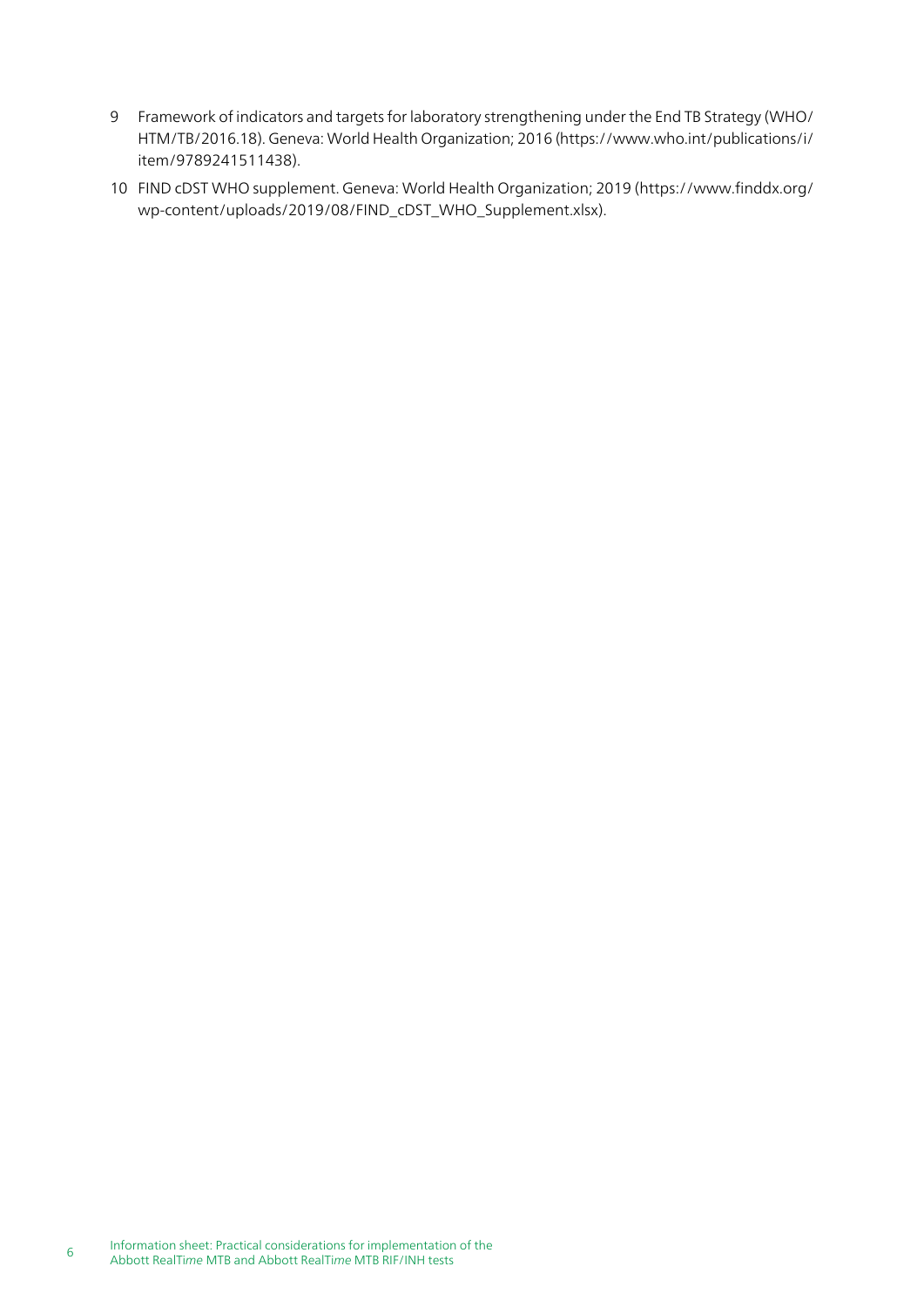9 Framework of indicators and targets for laboratory strengthening under the End TB Strategy (WHO/HTM/TB/2016.18). Geneva: World Health Organization; 2016 (https://www.who.int/publications/i/item/9789241511438).

10 FIND cDST WHO supplement. Geneva: World Health Organization; 2019 (https://www.finddx.org/wp-content/uploads/2019/08/FIND_cDST_WHO_Supplement.xlsx).